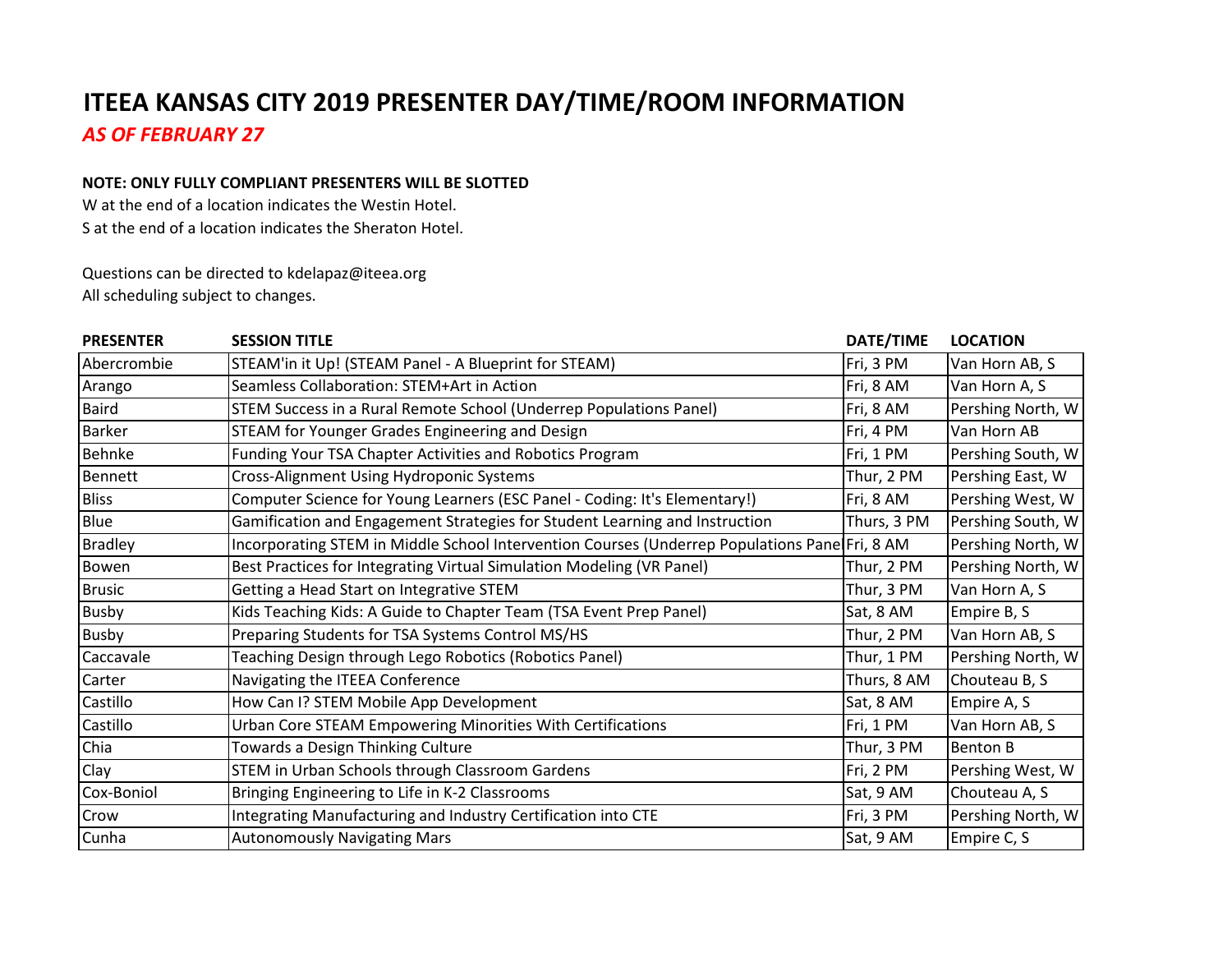# ITEEA KANSAS CITY 2019 PRESENTER DAY/TIME/ROOM INFORMATION

*AS OF FEBRUARY 27*

**NOTE: ONLY FULLY COMPLIANT PRESENTERS WILL BE SLOTTED**

W at the end of a location indicates the Westin Hotel.
S at the end of a location indicates the Sheraton Hotel.

Questions can be directed to kdelapaz@iteea.org
All scheduling subject to changes.

| PRESENTER | SESSION TITLE | DATE/TIME | LOCATION |
|---|---|---|---|
| Abercrombie | STEAM'in it Up! (STEAM Panel - A Blueprint for STEAM) | Fri, 3 PM | Van Horn AB, S |
| Arango | Seamless Collaboration: STEM+Art in Action | Fri, 8 AM | Van Horn A, S |
| Baird | STEM Success in a Rural Remote School (Underrep Populations Panel) | Fri, 8 AM | Pershing North, W |
| Barker | STEAM for Younger Grades Engineering and Design | Fri, 4 PM | Van Horn AB |
| Behnke | Funding Your TSA Chapter Activities and Robotics Program | Fri, 1 PM | Pershing South, W |
| Bennett | Cross-Alignment Using Hydroponic Systems | Thur, 2 PM | Pershing East, W |
| Bliss | Computer Science for Young Learners (ESC Panel - Coding: It's Elementary!) | Fri, 8 AM | Pershing West, W |
| Blue | Gamification and Engagement Strategies for Student Learning and Instruction | Thurs, 3 PM | Pershing South, W |
| Bradley | Incorporating STEM in Middle School Intervention Courses (Underrep Populations Pane | Fri, 8 AM | Pershing North, W |
| Bowen | Best Practices for Integrating Virtual Simulation Modeling (VR Panel) | Thur, 2 PM | Pershing North, W |
| Brusic | Getting a Head Start on Integrative STEM | Thur, 3 PM | Van Horn A, S |
| Busby | Kids Teaching Kids: A Guide to Chapter Team (TSA Event Prep Panel) | Sat, 8 AM | Empire B, S |
| Busby | Preparing Students for TSA Systems Control MS/HS | Thur, 2 PM | Van Horn AB, S |
| Caccavale | Teaching Design through Lego Robotics (Robotics Panel) | Thur, 1 PM | Pershing North, W |
| Carter | Navigating the ITEEA Conference | Thurs, 8 AM | Chouteau B, S |
| Castillo | How Can I? STEM Mobile App Development | Sat, 8 AM | Empire A, S |
| Castillo | Urban Core STEAM Empowering Minorities With Certifications | Fri, 1 PM | Van Horn AB, S |
| Chia | Towards a Design Thinking Culture | Thur, 3 PM | Benton B |
| Clay | STEM in Urban Schools through Classroom Gardens | Fri, 2 PM | Pershing West, W |
| Cox-Boniol | Bringing Engineering to Life in K-2 Classrooms | Sat, 9 AM | Chouteau A, S |
| Crow | Integrating Manufacturing and Industry Certification into CTE | Fri, 3 PM | Pershing North, W |
| Cunha | Autonomously Navigating Mars | Sat, 9 AM | Empire C, S |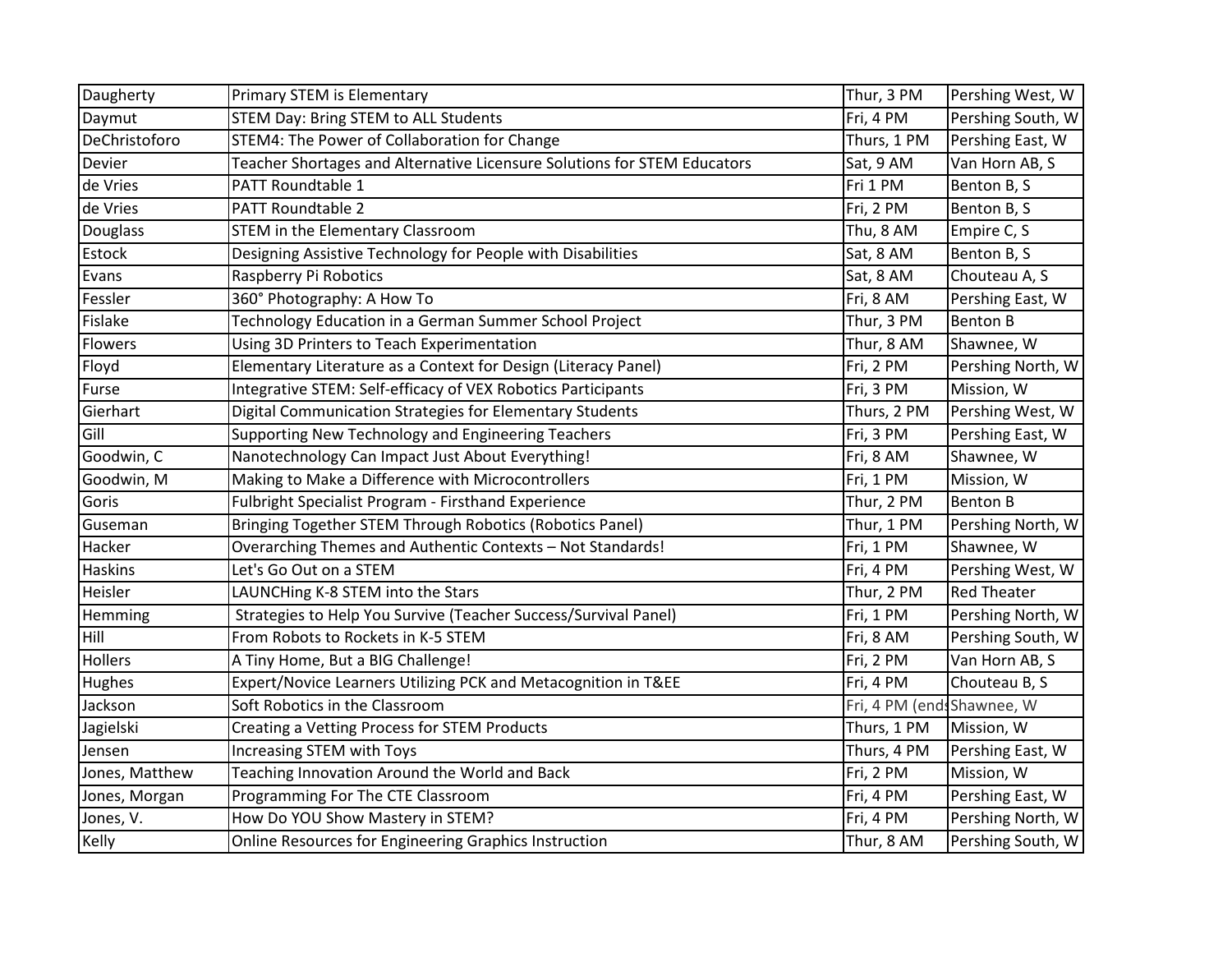| Daugherty | Primary STEM is Elementary | Thur, 3 PM | Pershing West, W |
|---|---|---|---|
| Daymut | STEM Day: Bring STEM to ALL Students | Fri, 4 PM | Pershing South, W |
| DeChristoforo | STEM4: The Power of Collaboration for Change | Thurs, 1 PM | Pershing East, W |
| Devier | Teacher Shortages and Alternative Licensure Solutions for STEM Educators | Sat, 9 AM | Van Horn AB, S |
| de Vries | PATT Roundtable 1 | Fri 1 PM | Benton B, S |
| de Vries | PATT Roundtable 2 | Fri, 2 PM | Benton B, S |
| Douglass | STEM in the Elementary Classroom | Thu, 8 AM | Empire C, S |
| Estock | Designing Assistive Technology for People with Disabilities | Sat, 8 AM | Benton B, S |
| Evans | Raspberry Pi Robotics | Sat, 8 AM | Chouteau A, S |
| Fessler | 360° Photography: A How To | Fri, 8 AM | Pershing East, W |
| Fislake | Technology Education in a German Summer School Project | Thur, 3 PM | Benton B |
| Flowers | Using 3D Printers to Teach Experimentation | Thur, 8 AM | Shawnee, W |
| Floyd | Elementary Literature as a Context for Design (Literacy Panel) | Fri, 2 PM | Pershing North, W |
| Furse | Integrative STEM: Self-efficacy of VEX Robotics Participants | Fri, 3 PM | Mission, W |
| Gierhart | Digital Communication Strategies for Elementary Students | Thurs, 2 PM | Pershing West, W |
| Gill | Supporting New Technology and Engineering Teachers | Fri, 3 PM | Pershing East, W |
| Goodwin, C | Nanotechnology Can Impact Just About Everything! | Fri, 8 AM | Shawnee, W |
| Goodwin, M | Making to Make a Difference with Microcontrollers | Fri, 1 PM | Mission, W |
| Goris | Fulbright Specialist Program - Firsthand Experience | Thur, 2 PM | Benton B |
| Guseman | Bringing Together STEM Through Robotics (Robotics Panel) | Thur, 1 PM | Pershing North, W |
| Hacker | Overarching Themes and Authentic Contexts – Not Standards! | Fri, 1 PM | Shawnee, W |
| Haskins | Let's Go Out on a STEM | Fri, 4 PM | Pershing West, W |
| Heisler | LAUNCHing K-8 STEM into the Stars | Thur, 2 PM | Red Theater |
| Hemming | Strategies to Help You Survive (Teacher Success/Survival Panel) | Fri, 1 PM | Pershing North, W |
| Hill | From Robots to Rockets in K-5 STEM | Fri, 8 AM | Pershing South, W |
| Hollers | A Tiny Home, But a BIG Challenge! | Fri, 2 PM | Van Horn AB, S |
| Hughes | Expert/Novice Learners Utilizing PCK and Metacognition in T&EE | Fri, 4 PM | Chouteau B, S |
| Jackson | Soft Robotics in the Classroom | Fri, 4 PM (end | Shawnee, W |
| Jagielski | Creating a Vetting Process for STEM Products | Thurs, 1 PM | Mission, W |
| Jensen | Increasing STEM with Toys | Thurs, 4 PM | Pershing East, W |
| Jones, Matthew | Teaching Innovation Around the World and Back | Fri, 2 PM | Mission, W |
| Jones, Morgan | Programming For The CTE Classroom | Fri, 4 PM | Pershing East, W |
| Jones, V. | How Do YOU Show Mastery in STEM? | Fri, 4 PM | Pershing North, W |
| Kelly | Online Resources for Engineering Graphics Instruction | Thur, 8 AM | Pershing South, W |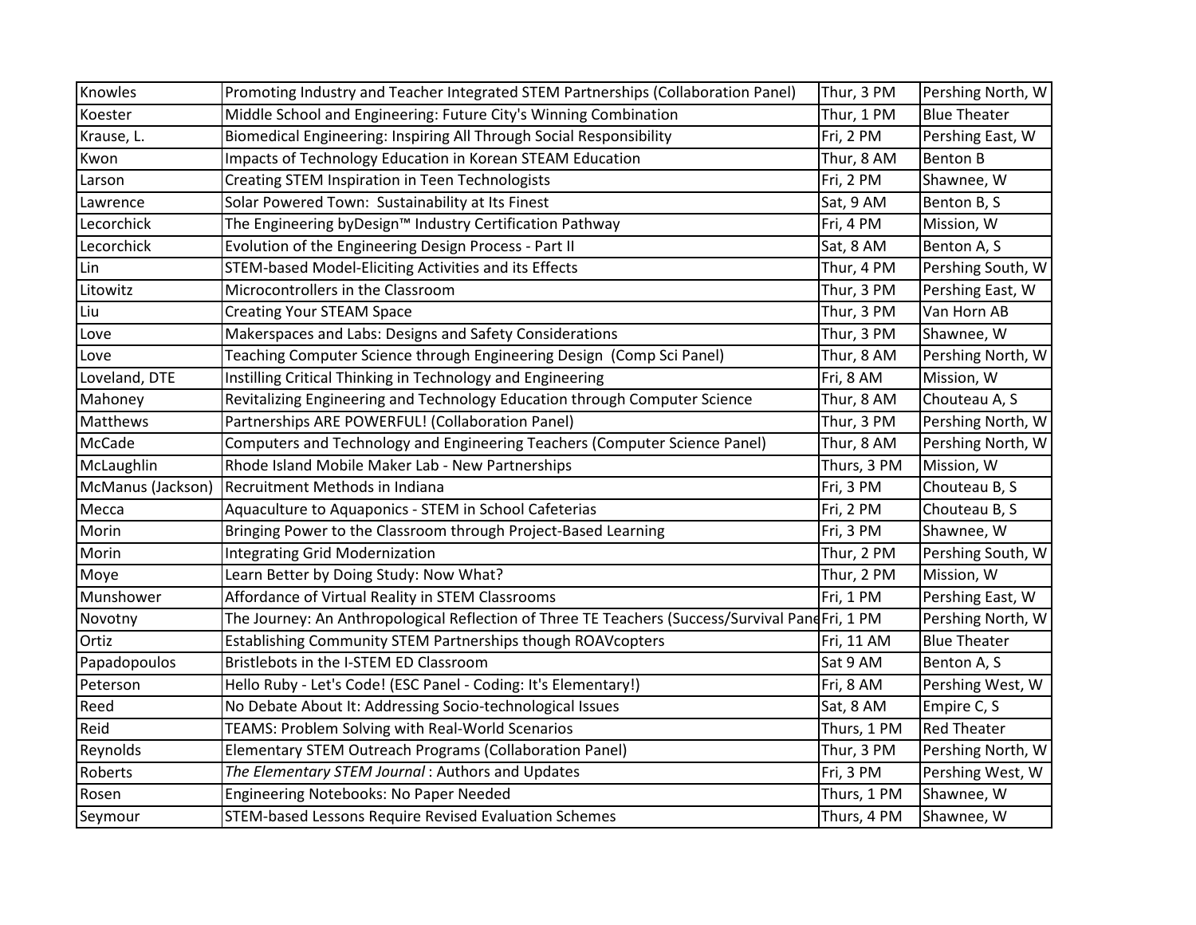| Knowles | Promoting Industry and Teacher Integrated STEM Partnerships (Collaboration Panel) | Thur, 3 PM | Pershing North, W |
|---|---|---|---|
| Koester | Middle School and Engineering: Future City's Winning Combination | Thur, 1 PM | Blue Theater |
| Krause, L. | Biomedical Engineering: Inspiring All Through Social Responsibility | Fri, 2 PM | Pershing East, W |
| Kwon | Impacts of Technology Education in Korean STEAM Education | Thur, 8 AM | Benton B |
| Larson | Creating STEM Inspiration in Teen Technologists | Fri, 2 PM | Shawnee, W |
| Lawrence | Solar Powered Town: Sustainability at Its Finest | Sat, 9 AM | Benton B, S |
| Lecorchick | The Engineering byDesign™ Industry Certification Pathway | Fri, 4 PM | Mission, W |
| Lecorchick | Evolution of the Engineering Design Process - Part II | Sat, 8 AM | Benton A, S |
| Lin | STEM-based Model-Eliciting Activities and its Effects | Thur, 4 PM | Pershing South, W |
| Litowitz | Microcontrollers in the Classroom | Thur, 3 PM | Pershing East, W |
| Liu | Creating Your STEAM Space | Thur, 3 PM | Van Horn AB |
| Love | Makerspaces and Labs: Designs and Safety Considerations | Thur, 3 PM | Shawnee, W |
| Love | Teaching Computer Science through Engineering Design (Comp Sci Panel) | Thur, 8 AM | Pershing North, W |
| Loveland, DTE | Instilling Critical Thinking in Technology and Engineering | Fri, 8 AM | Mission, W |
| Mahoney | Revitalizing Engineering and Technology Education through Computer Science | Thur, 8 AM | Chouteau A, S |
| Matthews | Partnerships ARE POWERFUL! (Collaboration Panel) | Thur, 3 PM | Pershing North, W |
| McCade | Computers and Technology and Engineering Teachers (Computer Science Panel) | Thur, 8 AM | Pershing North, W |
| McLaughlin | Rhode Island Mobile Maker Lab - New Partnerships | Thurs, 3 PM | Mission, W |
| McManus (Jackson) | Recruitment Methods in Indiana | Fri, 3 PM | Chouteau B, S |
| Mecca | Aquaculture to Aquaponics - STEM in School Cafeterias | Fri, 2 PM | Chouteau B, S |
| Morin | Bringing Power to the Classroom through Project-Based Learning | Fri, 3 PM | Shawnee, W |
| Morin | Integrating Grid Modernization | Thur, 2 PM | Pershing South, W |
| Moye | Learn Better by Doing Study: Now What? | Thur, 2 PM | Mission, W |
| Munshower | Affordance of Virtual Reality in STEM Classrooms | Fri, 1 PM | Pershing East, W |
| Novotny | The Journey: An Anthropological Reflection of Three TE Teachers (Success/Survival Pane | Fri, 1 PM | Pershing North, W |
| Ortiz | Establishing Community STEM Partnerships though ROAVcopters | Fri, 11 AM | Blue Theater |
| Papadopoulos | Bristlebots in the I-STEM ED Classroom | Sat 9 AM | Benton A, S |
| Peterson | Hello Ruby - Let's Code! (ESC Panel - Coding: It's Elementary!) | Fri, 8 AM | Pershing West, W |
| Reed | No Debate About It: Addressing Socio-technological Issues | Sat, 8 AM | Empire C, S |
| Reid | TEAMS: Problem Solving with Real-World Scenarios | Thurs, 1 PM | Red Theater |
| Reynolds | Elementary STEM Outreach Programs (Collaboration Panel) | Thur, 3 PM | Pershing North, W |
| Roberts | *The Elementary STEM Journal*: Authors and Updates | Fri, 3 PM | Pershing West, W |
| Rosen | Engineering Notebooks: No Paper Needed | Thurs, 1 PM | Shawnee, W |
| Seymour | STEM-based Lessons Require Revised Evaluation Schemes | Thurs, 4 PM | Shawnee, W |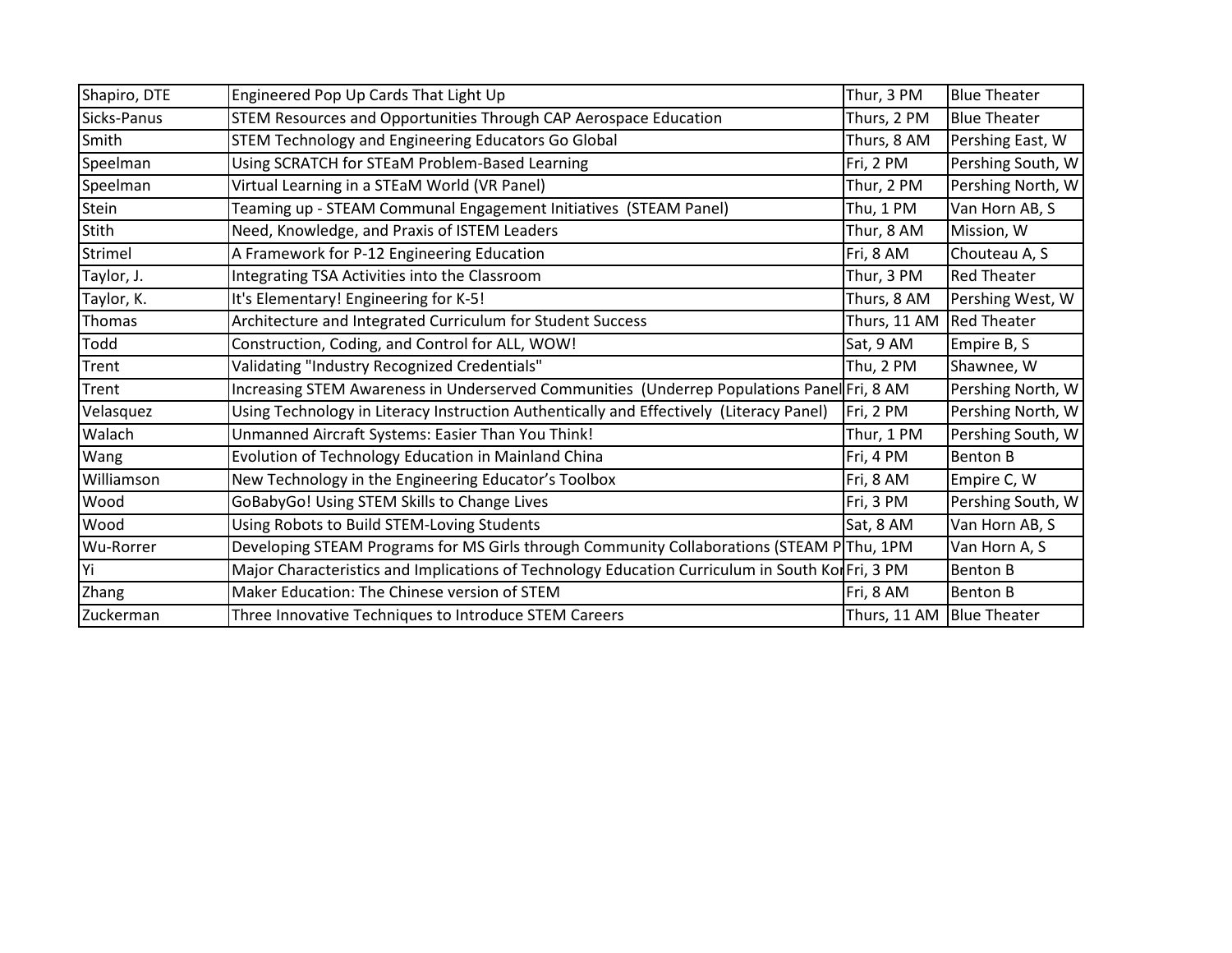| | | | |
|---|---|---|---|
| Shapiro, DTE | Engineered Pop Up Cards That Light Up | Thur, 3 PM | Blue Theater |
| Sicks-Panus | STEM Resources and Opportunities Through CAP Aerospace Education | Thurs, 2 PM | Blue Theater |
| Smith | STEM Technology and Engineering Educators Go Global | Thurs, 8 AM | Pershing East, W |
| Speelman | Using SCRATCH for STEaM Problem-Based Learning | Fri, 2 PM | Pershing South, W |
| Speelman | Virtual Learning in a STEaM World (VR Panel) | Thur, 2 PM | Pershing North, W |
| Stein | Teaming up - STEAM Communal Engagement Initiatives (STEAM Panel) | Thu, 1 PM | Van Horn AB, S |
| Stith | Need, Knowledge, and Praxis of ISTEM Leaders | Thur, 8 AM | Mission, W |
| Strimel | A Framework for P-12 Engineering Education | Fri, 8 AM | Chouteau A, S |
| Taylor, J. | Integrating TSA Activities into the Classroom | Thur, 3 PM | Red Theater |
| Taylor, K. | It's Elementary! Engineering for K-5! | Thurs, 8 AM | Pershing West, W |
| Thomas | Architecture and Integrated Curriculum for Student Success | Thurs, 11 AM | Red Theater |
| Todd | Construction, Coding, and Control for ALL, WOW! | Sat, 9 AM | Empire B, S |
| Trent | Validating "Industry Recognized Credentials" | Thu, 2 PM | Shawnee, W |
| Trent | Increasing STEM Awareness in Underserved Communities (Underrep Populations Panel | Fri, 8 AM | Pershing North, W |
| Velasquez | Using Technology in Literacy Instruction Authentically and Effectively (Literacy Panel) | Fri, 2 PM | Pershing North, W |
| Walach | Unmanned Aircraft Systems: Easier Than You Think! | Thur, 1 PM | Pershing South, W |
| Wang | Evolution of Technology Education in Mainland China | Fri, 4 PM | Benton B |
| Williamson | New Technology in the Engineering Educator's Toolbox | Fri, 8 AM | Empire C, W |
| Wood | GoBabyGo! Using STEM Skills to Change Lives | Fri, 3 PM | Pershing South, W |
| Wood | Using Robots to Build STEM-Loving Students | Sat, 8 AM | Van Horn AB, S |
| Wu-Rorrer | Developing STEAM Programs for MS Girls through Community Collaborations (STEAM P | Thu, 1PM | Van Horn A, S |
| Yi | Major Characteristics and Implications of Technology Education Curriculum in South Kor | Fri, 3 PM | Benton B |
| Zhang | Maker Education: The Chinese version of STEM | Fri, 8 AM | Benton B |
| Zuckerman | Three Innovative Techniques to Introduce STEM Careers | Thurs, 11 AM | Blue Theater |